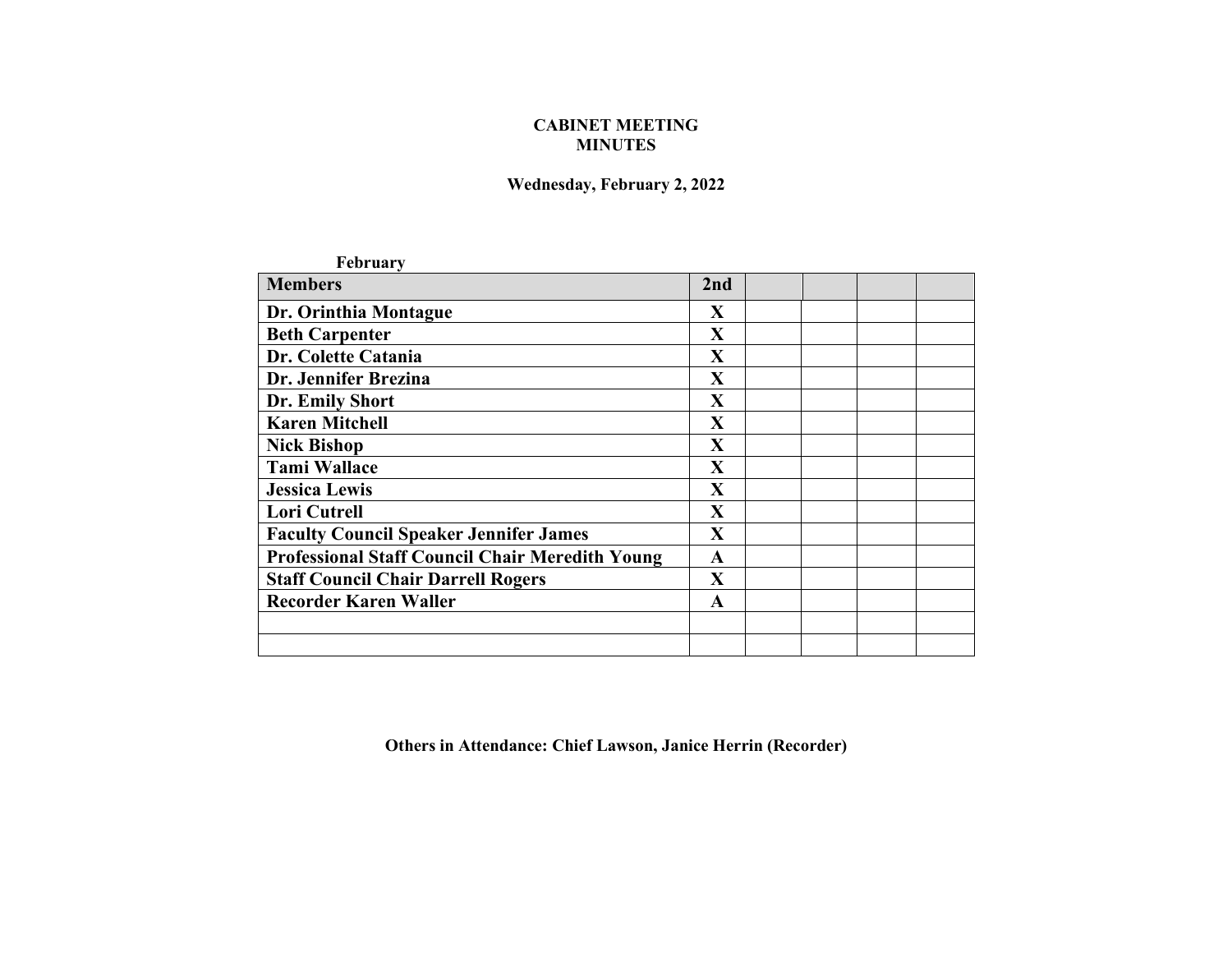**CABINET MEETING**
**MINUTES**

**Wednesday, February 2, 2022**

**February**

| Members | 2nd | | | | |
|---|---|---|---|---|---|
| Dr. Orinthia Montague | X | | | | |
| Beth Carpenter | X | | | | |
| Dr. Colette Catania | X | | | | |
| Dr. Jennifer Brezina | X | | | | |
| Dr. Emily Short | X | | | | |
| Karen Mitchell | X | | | | |
| Nick Bishop | X | | | | |
| Tami Wallace | X | | | | |
| Jessica Lewis | X | | | | |
| Lori Cutrell | X | | | | |
| Faculty Council Speaker Jennifer James | X | | | | |
| Professional Staff Council Chair Meredith Young | A | | | | |
| Staff Council Chair Darrell Rogers | X | | | | |
| Recorder Karen Waller | A | | | | |
| | | | | | |
| | | | | | |

**Others in Attendance: Chief Lawson, Janice Herrin (Recorder)**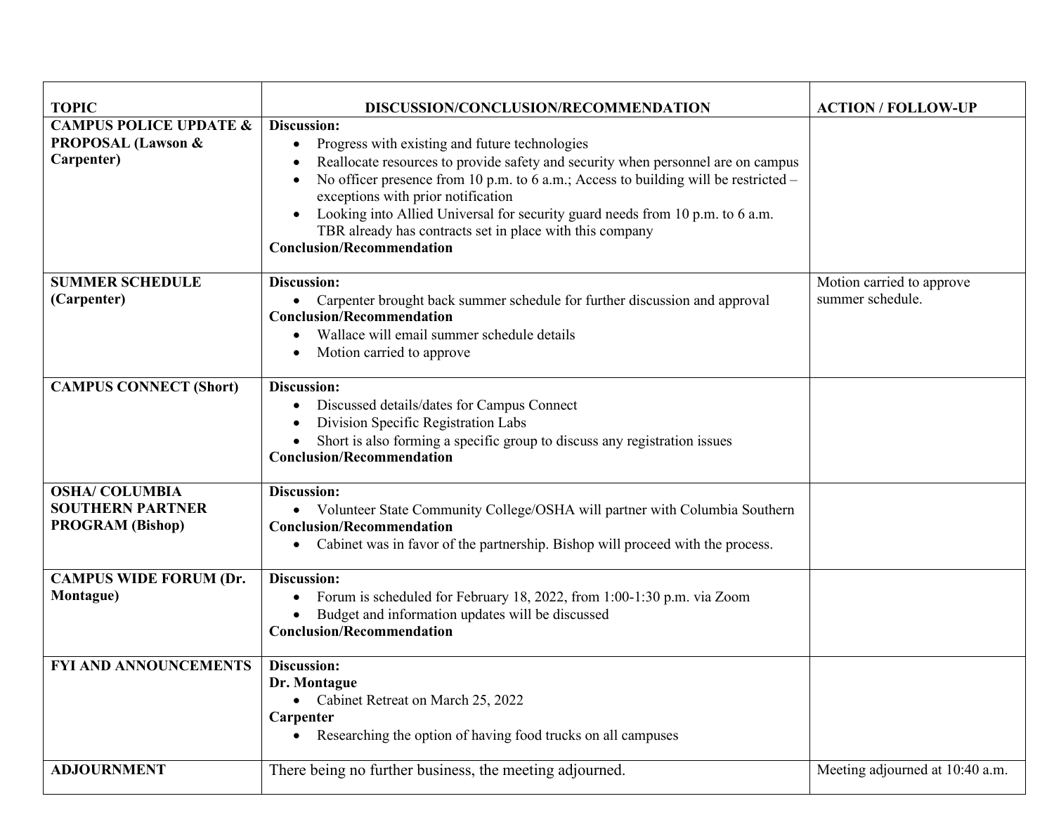| TOPIC | DISCUSSION/CONCLUSION/RECOMMENDATION | ACTION / FOLLOW-UP |
|---|---|---|
| **CAMPUS POLICE UPDATE & PROPOSAL (Lawson & Carpenter)** | **Discussion:**<br>• Progress with existing and future technologies<br>• Reallocate resources to provide safety and security when personnel are on campus<br>• No officer presence from 10 p.m. to 6 a.m.; Access to building will be restricted – exceptions with prior notification<br>• Looking into Allied Universal for security guard needs from 10 p.m. to 6 a.m. TBR already has contracts set in place with this company<br>**Conclusion/Recommendation** | |
| **SUMMER SCHEDULE (Carpenter)** | **Discussion:**<br>• Carpenter brought back summer schedule for further discussion and approval<br>**Conclusion/Recommendation**<br>• Wallace will email summer schedule details<br>• Motion carried to approve | Motion carried to approve summer schedule. |
| **CAMPUS CONNECT (Short)** | **Discussion:**<br>• Discussed details/dates for Campus Connect<br>• Division Specific Registration Labs<br>• Short is also forming a specific group to discuss any registration issues<br>**Conclusion/Recommendation** | |
| **OSHA/ COLUMBIA SOUTHERN PARTNER PROGRAM (Bishop)** | **Discussion:**<br>• Volunteer State Community College/OSHA will partner with Columbia Southern<br>**Conclusion/Recommendation**<br>• Cabinet was in favor of the partnership. Bishop will proceed with the process. | |
| **CAMPUS WIDE FORUM (Dr. Montague)** | **Discussion:**<br>• Forum is scheduled for February 18, 2022, from 1:00-1:30 p.m. via Zoom<br>• Budget and information updates will be discussed<br>**Conclusion/Recommendation** | |
| **FYI AND ANNOUNCEMENTS** | **Discussion:**<br>**Dr. Montague**<br>• Cabinet Retreat on March 25, 2022<br>**Carpenter**<br>• Researching the option of having food trucks on all campuses | |
| **ADJOURNMENT** | There being no further business, the meeting adjourned. | Meeting adjourned at 10:40 a.m. |